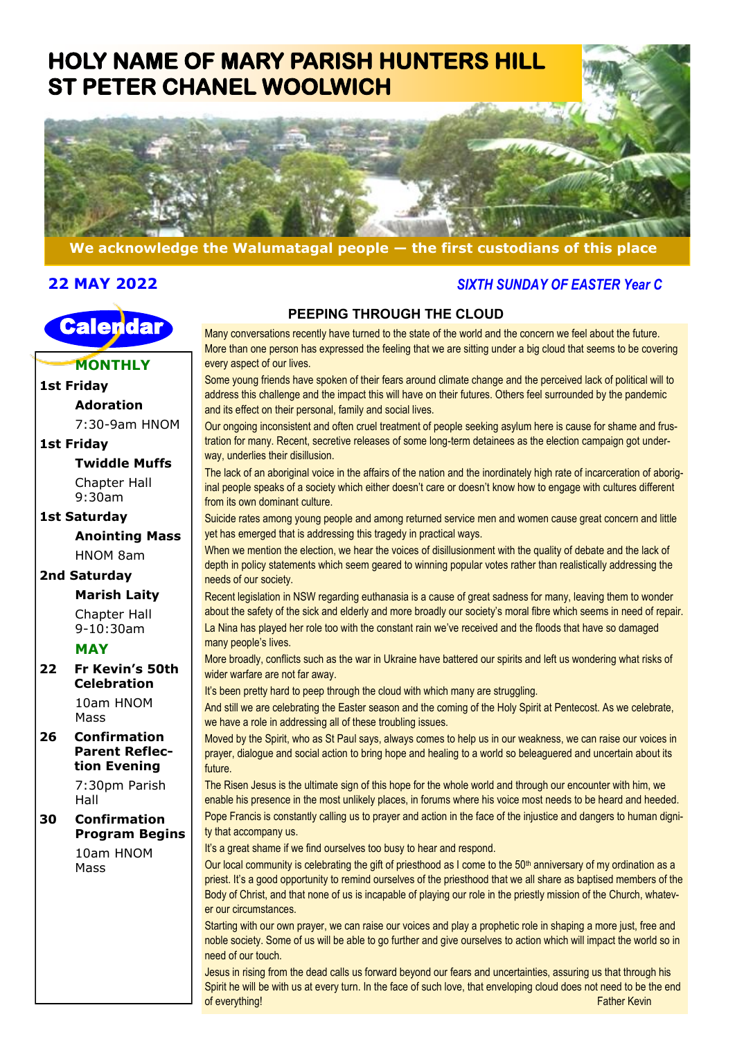# HOLY NAME OF MARY PARISH HUNTERS HILL
# ST PETER CHANEL WOOLWICH

**We acknowledge the Walumatagal people — the first custodians of this place**

**22 MAY 2022** *SIXTH SUNDAY OF EASTER Year C*

## Calendar

### MONTHLY

**1st Friday**
**Adoration**
7:30-9am HNOM

**1st Friday**
**Twiddle Muffs**
Chapter Hall 9:30am

**1st Saturday**
**Anointing Mass**
HNOM 8am

**2nd Saturday**
**Marish Laity**
Chapter Hall 9-10:30am

### MAY

**22 Fr Kevin's 50th Celebration**
10am HNOM Mass

**26 Confirmation Parent Reflection Evening**
7:30pm Parish Hall

**30 Confirmation Program Begins**
10am HNOM Mass

## PEEPING THROUGH THE CLOUD

Many conversations recently have turned to the state of the world and the concern we feel about the future. More than one person has expressed the feeling that we are sitting under a big cloud that seems to be covering every aspect of our lives.

Some young friends have spoken of their fears around climate change and the perceived lack of political will to address this challenge and the impact this will have on their futures. Others feel surrounded by the pandemic and its effect on their personal, family and social lives.

Our ongoing inconsistent and often cruel treatment of people seeking asylum here is cause for shame and frustration for many. Recent, secretive releases of some long-term detainees as the election campaign got underway, underlies their disillusion.

The lack of an aboriginal voice in the affairs of the nation and the inordinately high rate of incarceration of aboriginal people speaks of a society which either doesn't care or doesn't know how to engage with cultures different from its own dominant culture.

Suicide rates among young people and among returned service men and women cause great concern and little yet has emerged that is addressing this tragedy in practical ways.

When we mention the election, we hear the voices of disillusionment with the quality of debate and the lack of depth in policy statements which seem geared to winning popular votes rather than realistically addressing the needs of our society.

Recent legislation in NSW regarding euthanasia is a cause of great sadness for many, leaving them to wonder about the safety of the sick and elderly and more broadly our society's moral fibre which seems in need of repair.

La Nina has played her role too with the constant rain we've received and the floods that have so damaged many people's lives.

More broadly, conflicts such as the war in Ukraine have battered our spirits and left us wondering what risks of wider warfare are not far away.

It's been pretty hard to peep through the cloud with which many are struggling.

And still we are celebrating the Easter season and the coming of the Holy Spirit at Pentecost. As we celebrate, we have a role in addressing all of these troubling issues.

Moved by the Spirit, who as St Paul says, always comes to help us in our weakness, we can raise our voices in prayer, dialogue and social action to bring hope and healing to a world so beleaguered and uncertain about its future.

The Risen Jesus is the ultimate sign of this hope for the whole world and through our encounter with him, we enable his presence in the most unlikely places, in forums where his voice most needs to be heard and heeded.

Pope Francis is constantly calling us to prayer and action in the face of the injustice and dangers to human dignity that accompany us.

It's a great shame if we find ourselves too busy to hear and respond.

Our local community is celebrating the gift of priesthood as I come to the 50th anniversary of my ordination as a priest. It's a good opportunity to remind ourselves of the priesthood that we all share as baptised members of the Body of Christ, and that none of us is incapable of playing our role in the priestly mission of the Church, whatever our circumstances.

Starting with our own prayer, we can raise our voices and play a prophetic role in shaping a more just, free and noble society. Some of us will be able to go further and give ourselves to action which will impact the world so in need of our touch.

Jesus in rising from the dead calls us forward beyond our fears and uncertainties, assuring us that through his Spirit he will be with us at every turn. In the face of such love, that enveloping cloud does not need to be the end of everything!

Father Kevin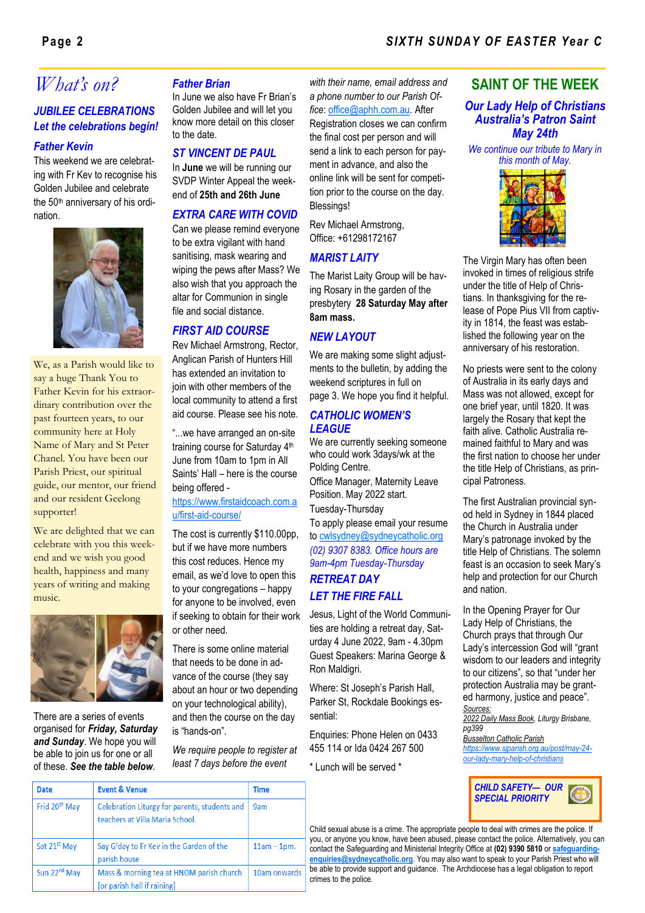# What's on?

## JUBILEE CELEBRATIONS
## Let the celebrations begin!

### Father Kevin

This weekend we are celebrating with Fr Kev to recognise his Golden Jubilee and celebrate the 50th anniversary of his ordination.

We, as a Parish would like to say a huge Thank You to Father Kevin for his extraordinary contribution over the past fourteen years, to our community here at Holy Name of Mary and St Peter Chanel. You have been our Parish Priest, our spiritual guide, our mentor, our friend and our resident Geelong supporter!

We are delighted that we can celebrate with you this weekend and we wish you good health, happiness and many years of writing and making music.

There are a series of events organised for ***Friday, Saturday and Sunday***. We hope you will be able to join us for one or all of these. ***See the table below***.

| Date | Event & Venue | Time |
|---|---|---|
| Frid 20th May | Celebration Liturgy for parents, students and teachers at Villa Maria School. | 9am |
| Sat 21st May | Say G'day to Fr Kev in the Garden of the parish house | 11am – 1pm. |
| Sun 22nd May | Mass & morning tea at HNOM parish church [or parish hall if raining] | 10am onwards |

### Father Brian

In June we also have Fr Brian's Golden Jubilee and will let you know more detail on this closer to the date.

## ST VINCENT DE PAUL

In **June** we will be running our SVDP Winter Appeal the weekend of **25th and 26th June**

## EXTRA CARE WITH COVID

Can we please remind everyone to be extra vigilant with hand sanitising, mask wearing and wiping the pews after Mass? We also wish that you approach the altar for Communion in single file and social distance.

## FIRST AID COURSE

Rev Michael Armstrong, Rector, Anglican Parish of Hunters Hill has extended an invitation to join with other members of the local community to attend a first aid course. Please see his note.

"...we have arranged an on-site training course for Saturday 4th June from 10am to 1pm in All Saints' Hall – here is the course being offered - https://www.firstaidcoach.com.au/first-aid-course/

The cost is currently $110.00pp, but if we have more numbers this cost reduces. Hence my email, as we'd love to open this to your congregations – happy for anyone to be involved, even if seeking to obtain for their work or other need.

There is some online material that needs to be done in advance of the course (they say about an hour or two depending on your technological ability), and then the course on the day is "hands-on".

*We require people to register at least 7 days before the event with their name, email address and a phone number to our Parish Office*: office@aphh.com.au. After Registration closes we can confirm the final cost per person and will send a link to each person for payment in advance, and also the online link will be sent for competition prior to the course on the day. Blessings!

Rev Michael Armstrong,
Office: +61298172167

## MARIST LAITY

The Marist Laity Group will be having Rosary in the garden of the presbytery **28 Saturday May after 8am mass.**

## NEW LAYOUT

We are making some slight adjustments to the bulletin, by adding the weekend scriptures in full on page 3. We hope you find it helpful.

## CATHOLIC WOMEN'S LEAGUE

We are currently seeking someone who could work 3days/wk at the Polding Centre.

Office Manager, Maternity Leave Position. May 2022 start.

Tuesday-Thursday

To apply please email your resume to cwlsydney@sydneycatholic.org *(02) 9307 8383. Office hours are 9am-4pm Tuesday-Thursday*

## RETREAT DAY
## LET THE FIRE FALL

Jesus, Light of the World Communities are holding a retreat day, Saturday 4 June 2022, 9am - 4.30pm Guest Speakers: Marina George & Ron Maldigri.

Where: St Joseph's Parish Hall, Parker St, Rockdale Bookings essential:

Enquiries: Phone Helen on 0433 455 114 or Ida 0424 267 500

\* Lunch will be served \*

# SAINT OF THE WEEK

## Our Lady Help of Christians Australia's Patron Saint May 24th

*We continue our tribute to Mary in this month of May.*

The Virgin Mary has often been invoked in times of religious strife under the title of Help of Christians. In thanksgiving for the release of Pope Pius VII from captivity in 1814, the feast was established the following year on the anniversary of his restoration.

No priests were sent to the colony of Australia in its early days and Mass was not allowed, except for one brief year, until 1820. It was largely the Rosary that kept the faith alive. Catholic Australia remained faithful to Mary and was the first nation to choose her under the title Help of Christians, as principal Patroness.

The first Australian provincial synod held in Sydney in 1844 placed the Church in Australia under Mary's patronage invoked by the title Help of Christians. The solemn feast is an occasion to seek Mary's help and protection for our Church and nation.

In the Opening Prayer for Our Lady Help of Christians, the Church prays that through Our Lady's intercession God will "grant wisdom to our leaders and integrity to our citizens", so that "under her protection Australia may be granted harmony, justice and peace".

*Sources:*
*2022 Daily Mass Book, Liturgy Brisbane, pg399*
*Busselton Catholic Parish*
*https://www.sjparish.org.au/post/may-24-our-lady-mary-help-of-christians*

## CHILD SAFETY— OUR SPECIAL PRIORITY

Child sexual abuse is a crime. The appropriate people to deal with crimes are the police. If you, or anyone you know, have been abused, please contact the police. Alternatively, you can contact the Safeguarding and Ministerial Integrity Office at **(02) 9390 5810** or **safeguarding-enquiries@sydneycatholic.org**. You may also want to speak to your Parish Priest who will be able to provide support and guidance. The Archdiocese has a legal obligation to report crimes to the police.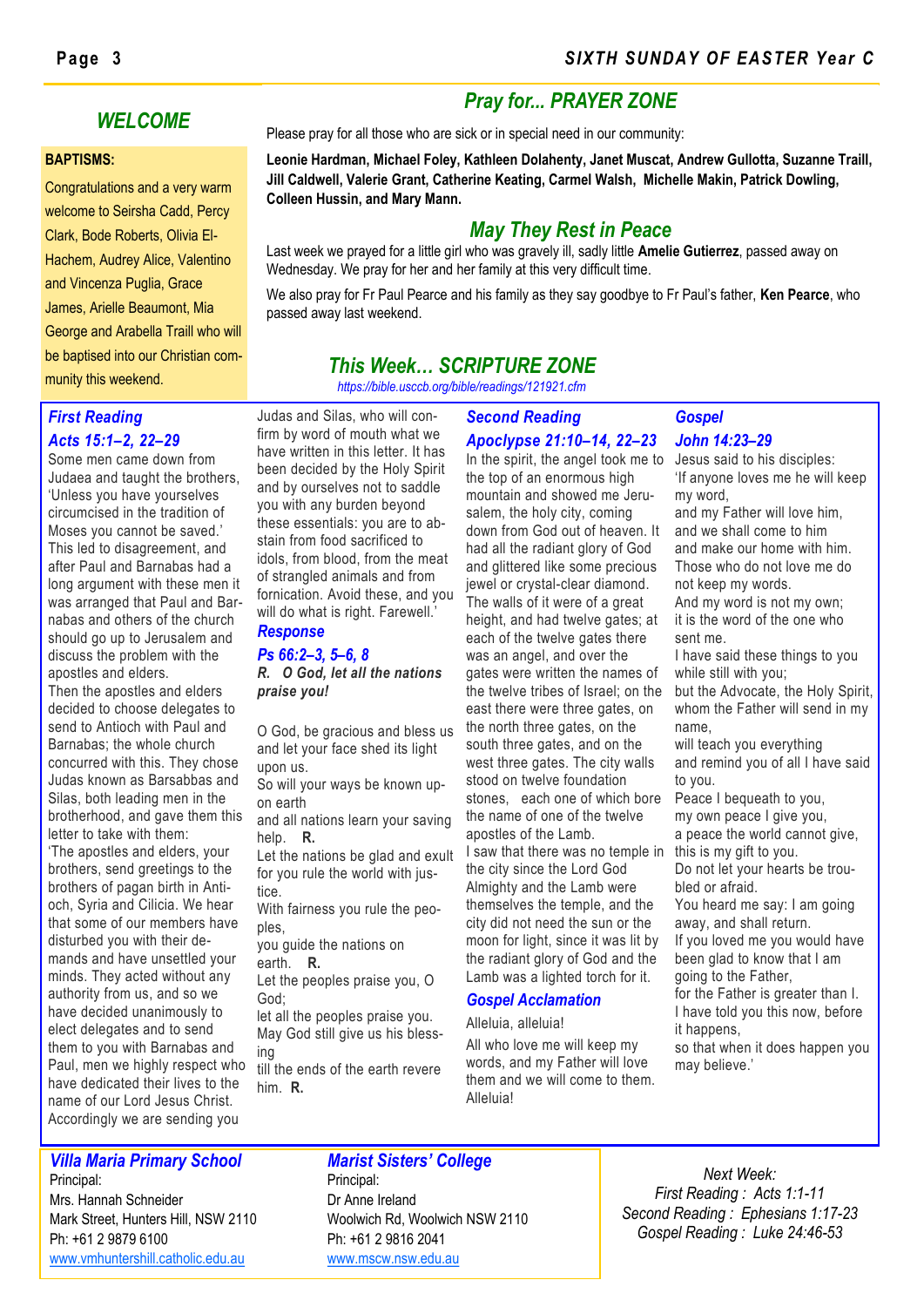## WELCOME

**BAPTISMS:**

Congratulations and a very warm welcome to Seirsha Cadd, Percy Clark, Bode Roberts, Olivia El-Hachem, Audrey Alice, Valentino and Vincenza Puglia, Grace James, Arielle Beaumont, Mia George and Arabella Traill who will be baptised into our Christian community this weekend.

## *Pray for... PRAYER ZONE*

Please pray for all those who are sick or in special need in our community:

**Leonie Hardman, Michael Foley, Kathleen Dolahenty, Janet Muscat, Andrew Gullotta, Suzanne Traill, Jill Caldwell, Valerie Grant, Catherine Keating, Carmel Walsh, Michelle Makin, Patrick Dowling, Colleen Hussin, and Mary Mann.**

## *May They Rest in Peace*

Last week we prayed for a little girl who was gravely ill, sadly little **Amelie Gutierrez**, passed away on Wednesday. We pray for her and her family at this very difficult time.

We also pray for Fr Paul Pearce and his family as they say goodbye to Fr Paul's father, **Ken Pearce**, who passed away last weekend.

## *This Week… SCRIPTURE ZONE*

*https://bible.usccb.org/bible/readings/121921.cfm*

### *First Reading*

***Acts 15:1–2, 22–29***

Some men came down from Judaea and taught the brothers, 'Unless you have yourselves circumcised in the tradition of Moses you cannot be saved.' This led to disagreement, and after Paul and Barnabas had a long argument with these men it was arranged that Paul and Barnabas and others of the church should go up to Jerusalem and discuss the problem with the apostles and elders.

Then the apostles and elders decided to choose delegates to send to Antioch with Paul and Barnabas; the whole church concurred with this. They chose Judas known as Barsabbas and Silas, both leading men in the brotherhood, and gave them this letter to take with them:

'The apostles and elders, your brothers, send greetings to the brothers of pagan birth in Antioch, Syria and Cilicia. We hear that some of our members have disturbed you with their demands and have unsettled your minds. They acted without any authority from us, and so we have decided unanimously to elect delegates and to send them to you with Barnabas and Paul, men we highly respect who have dedicated their lives to the name of our Lord Jesus Christ. Accordingly we are sending you Judas and Silas, who will confirm by word of mouth what we have written in this letter. It has been decided by the Holy Spirit and by ourselves not to saddle you with any burden beyond these essentials: you are to abstain from food sacrificed to idols, from blood, from the meat of strangled animals and from fornication. Avoid these, and you will do what is right. Farewell.'

### *Response*

***Ps 66:2–3, 5–6, 8***

***R. O God, let all the nations praise you!***

O God, be gracious and bless us
and let your face shed its light upon us.
So will your ways be known upon earth
and all nations learn your saving help. **R.**

Let the nations be glad and exult
for you rule the world with justice.
With fairness you rule the peoples,
you guide the nations on earth. **R.**

Let the peoples praise you, O God;
let all the peoples praise you.
May God still give us his blessing
till the ends of the earth revere him. **R.**

### *Second Reading*

***Apoclypse 21:10–14, 22–23***

In the spirit, the angel took me to the top of an enormous high mountain and showed me Jerusalem, the holy city, coming down from God out of heaven. It had all the radiant glory of God and glittered like some precious jewel or crystal-clear diamond. The walls of it were of a great height, and had twelve gates; at each of the twelve gates there was an angel, and over the gates were written the names of the twelve tribes of Israel; on the east there were three gates, on the north three gates, on the south three gates, and on the west three gates. The city walls stood on twelve foundation stones, each one of which bore the name of one of the twelve apostles of the Lamb.

I saw that there was no temple in the city since the Lord God Almighty and the Lamb were themselves the temple, and the city did not need the sun or the moon for light, since it was lit by the radiant glory of God and the Lamb was a lighted torch for it.

### *Gospel Acclamation*

Alleluia, alleluia!

All who love me will keep my words, and my Father will love them and we will come to them.
Alleluia!

### *Gospel*

***John 14:23–29***

Jesus said to his disciples:
'If anyone loves me he will keep my word,
and my Father will love him,
and we shall come to him
and make our home with him.
Those who do not love me do not keep my words.
And my word is not my own;
it is the word of the one who sent me.
I have said these things to you
while still with you;
but the Advocate, the Holy Spirit,
whom the Father will send in my name,
will teach you everything
and remind you of all I have said to you.
Peace I bequeath to you,
my own peace I give you,
a peace the world cannot give,
this is my gift to you.
Do not let your hearts be troubled or afraid.
You heard me say: I am going away, and shall return.
If you loved me you would have been glad to know that I am going to the Father,
for the Father is greater than I.
I have told you this now, before it happens,
so that when it does happen you may believe.'

### *Villa Maria Primary School*

Principal:
Mrs. Hannah Schneider
Mark Street, Hunters Hill, NSW 2110
Ph: +61 2 9879 6100
www.vmhuntershill.catholic.edu.au

### *Marist Sisters' College*

Principal:
Dr Anne Ireland
Woolwich Rd, Woolwich NSW 2110
Ph: +61 2 9816 2041
www.mscw.nsw.edu.au

*Next Week:*
*First Reading : Acts 1:1-11*
*Second Reading : Ephesians 1:17-23*
*Gospel Reading : Luke 24:46-53*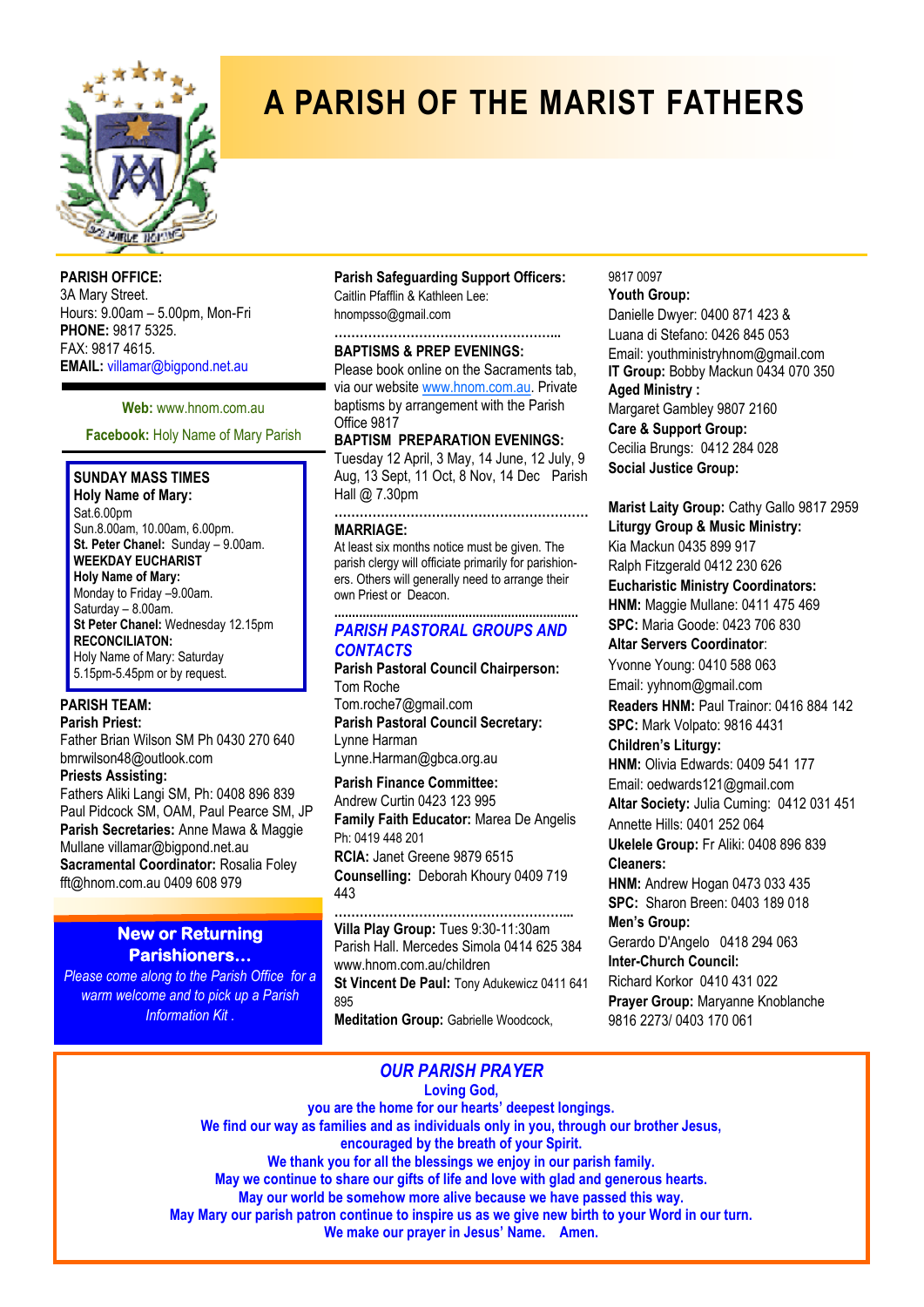# A PARISH OF THE MARIST FATHERS

**PARISH OFFICE:**
3A Mary Street.
Hours: 9.00am – 5.00pm, Mon-Fri
**PHONE:** 9817 5325.
FAX: 9817 4615.
**EMAIL:** villamar@bigpond.net.au

**Web:** www.hnom.com.au

**Facebook:** Holy Name of Mary Parish

**SUNDAY MASS TIMES**
**Holy Name of Mary:**
Sat.6.00pm
Sun.8.00am, 10.00am, 6.00pm.
**St. Peter Chanel:** Sunday – 9.00am.
**WEEKDAY EUCHARIST**
**Holy Name of Mary:**
Monday to Friday –9.00am.
Saturday – 8.00am.
**St Peter Chanel:** Wednesday 12.15pm
**RECONCILIATON:**
Holy Name of Mary: Saturday
5.15pm-5.45pm or by request.

**PARISH TEAM:**
**Parish Priest:**
Father Brian Wilson SM Ph 0430 270 640
bmrwilson48@outlook.com
**Priests Assisting:**
Fathers Aliki Langi SM, Ph: 0408 896 839
Paul Pidcock SM, OAM, Paul Pearce SM, JP
**Parish Secretaries:** Anne Mawa & Maggie Mullane villamar@bigpond.net.au
**Sacramental Coordinator:** Rosalia Foley
fft@hnom.com.au 0409 608 979

**New or Returning Parishioners…**
*Please come along to the Parish Office for a warm welcome and to pick up a Parish Information Kit .*

**Parish Safeguarding Support Officers:**
Caitlin Pfafflin & Kathleen Lee:
hnompsso@gmail.com

……………………………………………..

**BAPTISMS & PREP EVENINGS:**
Please book online on the Sacraments tab, via our website www.hnom.com.au. Private baptisms by arrangement with the Parish Office 9817 9817 0097

**BAPTISM PREPARATION EVENINGS:**
Tuesday 12 April, 3 May, 14 June, 12 July, 9 Aug, 13 Sept, 11 Oct, 8 Nov, 14 Dec Parish Hall @ 7.30pm

………………………………………………………

**MARRIAGE:**
At least six months notice must be given. The parish clergy will officiate primarily for parishioners. Others will generally need to arrange their own Priest or Deacon.

……………………………………………………………

## *PARISH PASTORAL GROUPS AND CONTACTS*

**Parish Pastoral Council Chairperson:**
Tom Roche
Tom.roche7@gmail.com
**Parish Pastoral Council Secretary:**
Lynne Harman
Lynne.Harman@gbca.org.au
**Parish Finance Committee:**
Andrew Curtin 0423 123 995
**Family Faith Educator:** Marea De Angelis
Ph: 0419 448 201
**RCIA:** Janet Greene 9879 6515
**Counselling:** Deborah Khoury 0409 719 443

………………………………………………..

**Villa Play Group:** Tues 9:30-11:30am
Parish Hall. Mercedes Simola 0414 625 384
www.hnom.com.au/children
**St Vincent De Paul:** Tony Adukewicz 0411 641 895
**Meditation Group:** Gabrielle Woodcock,
**Youth Group:**
Danielle Dwyer: 0400 871 423 &
Luana di Stefano: 0426 845 053
Email: youthministryhnom@gmail.com
**IT Group:** Bobby Mackun 0434 070 350
**Aged Ministry :**
Margaret Gambley 9807 2160
**Care & Support Group:**
Cecilia Brungs: 0412 284 028
**Social Justice Group:**

**Marist Laity Group:** Cathy Gallo 9817 2959
**Liturgy Group & Music Ministry:**
Kia Mackun 0435 899 917
Ralph Fitzgerald 0412 230 626
**Eucharistic Ministry Coordinators:**
**HNM:** Maggie Mullane: 0411 475 469
**SPC:** Maria Goode: 0423 706 830
**Altar Servers Coordinator**:
Yvonne Young: 0410 588 063
Email: yyhnom@gmail.com
**Readers HNM:** Paul Trainor: 0416 884 142
**SPC:** Mark Volpato: 9816 4431
**Children's Liturgy:**
**HNM:** Olivia Edwards: 0409 541 177
Email: oedwards121@gmail.com
**Altar Society:** Julia Cuming: 0412 031 451
Annette Hills: 0401 252 064
**Ukelele Group:** Fr Aliki: 0408 896 839
**Cleaners:**
**HNM:** Andrew Hogan 0473 033 435
**SPC:** Sharon Breen: 0403 189 018
**Men's Group:**
Gerardo D'Angelo 0418 294 063
**Inter-Church Council:**
Richard Korkor 0410 431 022
**Prayer Group:** Maryanne Knoblanche
9816 2273/ 0403 170 061

## *OUR PARISH PRAYER*

**Loving God,**
**you are the home for our hearts' deepest longings.**
**We find our way as families and as individuals only in you, through our brother Jesus,**
**encouraged by the breath of your Spirit.**
**We thank you for all the blessings we enjoy in our parish family.**
**May we continue to share our gifts of life and love with glad and generous hearts.**
**May our world be somehow more alive because we have passed this way.**
**May Mary our parish patron continue to inspire us as we give new birth to your Word in our turn.**
**We make our prayer in Jesus' Name. Amen.**